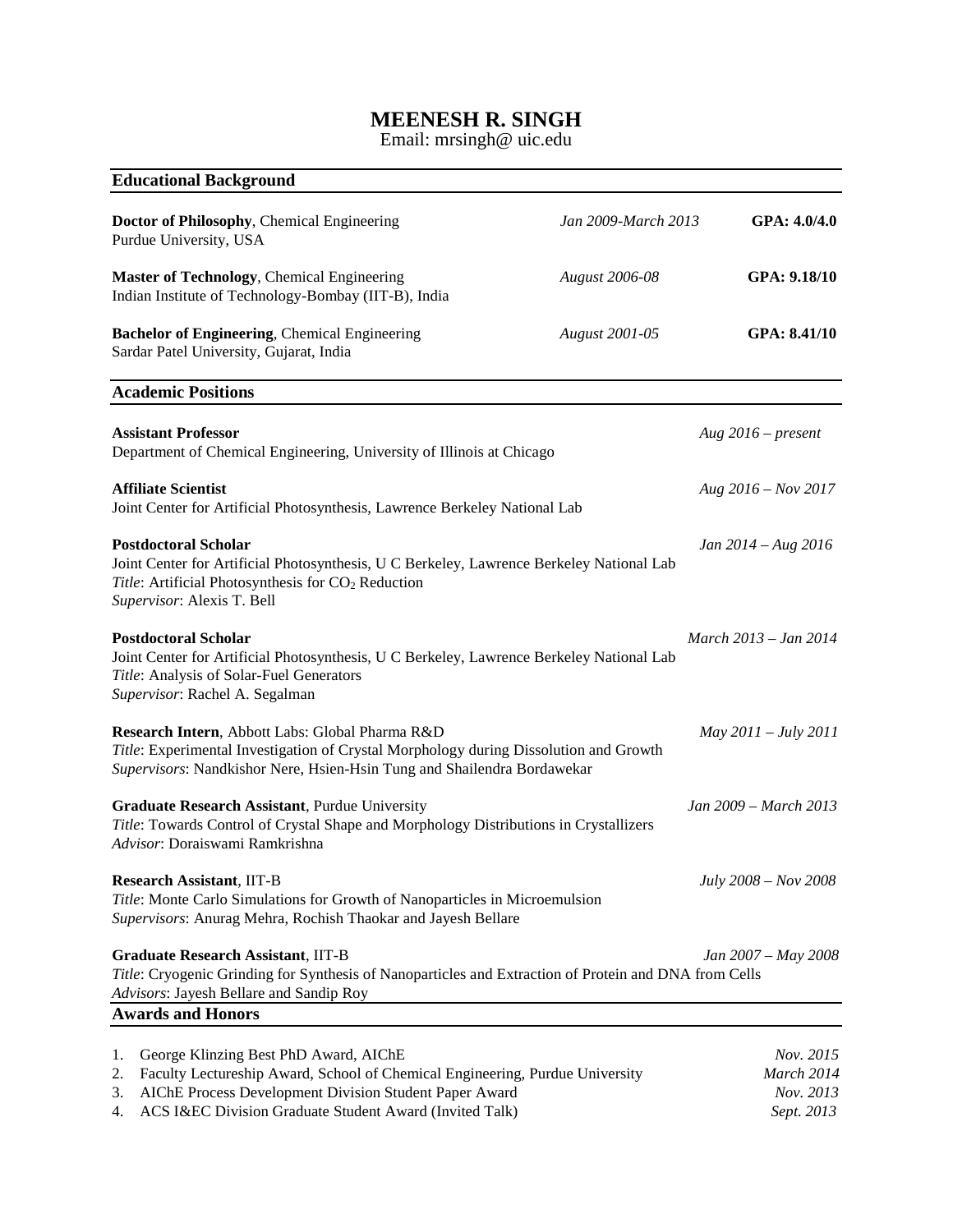# MEENESH R. SINGH

Email: mrsingh@ uic.edu

## Educational Background

**Doctor of Philosophy**, Chemical Engineering — *Jan 2009-March 2013* — **GPA: 4.0/4.0**
Purdue University, USA

**Master of Technology**, Chemical Engineering — *August 2006-08* — **GPA: 9.18/10**
Indian Institute of Technology-Bombay (IIT-B), India

**Bachelor of Engineering**, Chemical Engineering — *August 2001-05* — **GPA: 8.41/10**
Sardar Patel University, Gujarat, India

## Academic Positions

**Assistant Professor** — *Aug 2016 – present*
Department of Chemical Engineering, University of Illinois at Chicago

**Affiliate Scientist** — *Aug 2016 – Nov 2017*
Joint Center for Artificial Photosynthesis, Lawrence Berkeley National Lab

**Postdoctoral Scholar** — *Jan 2014 – Aug 2016*
Joint Center for Artificial Photosynthesis, U C Berkeley, Lawrence Berkeley National Lab
*Title*: Artificial Photosynthesis for $CO_2$ Reduction
*Supervisor*: Alexis T. Bell

**Postdoctoral Scholar** — *March 2013 – Jan 2014*
Joint Center for Artificial Photosynthesis, U C Berkeley, Lawrence Berkeley National Lab
*Title*: Analysis of Solar-Fuel Generators
*Supervisor*: Rachel A. Segalman

**Research Intern**, Abbott Labs: Global Pharma R&D — *May 2011 – July 2011*
*Title*: Experimental Investigation of Crystal Morphology during Dissolution and Growth
*Supervisors*: Nandkishor Nere, Hsien-Hsin Tung and Shailendra Bordawekar

**Graduate Research Assistant**, Purdue University — *Jan 2009 – March 2013*
*Title*: Towards Control of Crystal Shape and Morphology Distributions in Crystallizers
*Advisor*: Doraiswami Ramkrishna

**Research Assistant**, IIT-B — *July 2008 – Nov 2008*
*Title*: Monte Carlo Simulations for Growth of Nanoparticles in Microemulsion
*Supervisors*: Anurag Mehra, Rochish Thaokar and Jayesh Bellare

**Graduate Research Assistant**, IIT-B — *Jan 2007 – May 2008*
*Title*: Cryogenic Grinding for Synthesis of Nanoparticles and Extraction of Protein and DNA from Cells
*Advisors*: Jayesh Bellare and Sandip Roy

## Awards and Honors

1. George Klinzing Best PhD Award, AIChE — *Nov. 2015*
2. Faculty Lectureship Award, School of Chemical Engineering, Purdue University — *March 2014*
3. AIChE Process Development Division Student Paper Award — *Nov. 2013*
4. ACS I&EC Division Graduate Student Award (Invited Talk) — *Sept. 2013*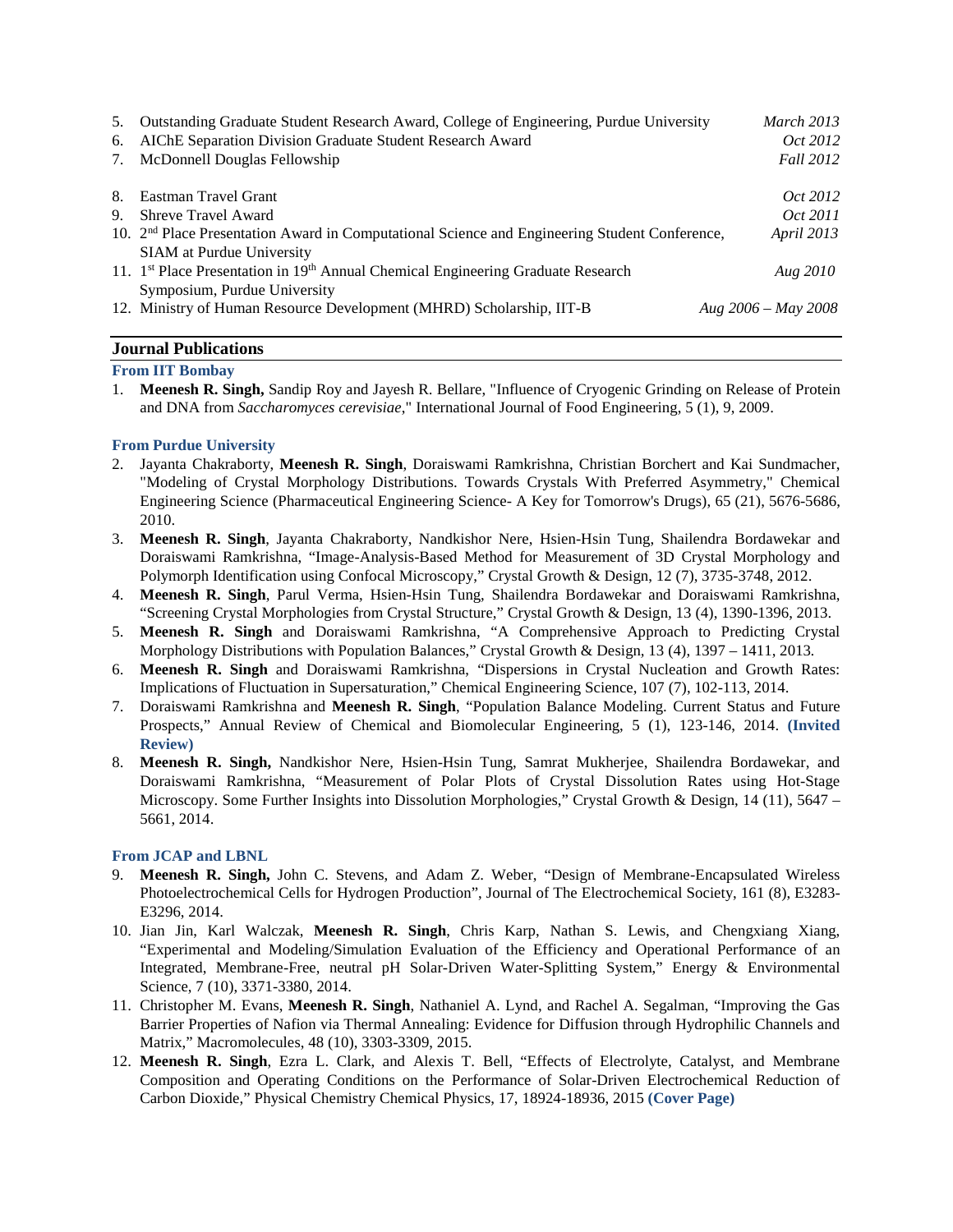5. Outstanding Graduate Student Research Award, College of Engineering, Purdue University *March 2013*
6. AIChE Separation Division Graduate Student Research Award *Oct 2012*
7. McDonnell Douglas Fellowship *Fall 2012*
8. Eastman Travel Grant *Oct 2012*
9. Shreve Travel Award *Oct 2011*
10. 2nd Place Presentation Award in Computational Science and Engineering Student Conference, SIAM at Purdue University *April 2013*
11. 1st Place Presentation in 19th Annual Chemical Engineering Graduate Research Symposium, Purdue University *Aug 2010*
12. Ministry of Human Resource Development (MHRD) Scholarship, IIT-B *Aug 2006 – May 2008*

## Journal Publications

### From IIT Bombay

1. **Meenesh R. Singh,** Sandip Roy and Jayesh R. Bellare, "Influence of Cryogenic Grinding on Release of Protein and DNA from *Saccharomyces cerevisiae*," International Journal of Food Engineering, 5 (1), 9, 2009.

### From Purdue University

2. Jayanta Chakraborty, **Meenesh R. Singh**, Doraiswami Ramkrishna, Christian Borchert and Kai Sundmacher, "Modeling of Crystal Morphology Distributions. Towards Crystals With Preferred Asymmetry," Chemical Engineering Science (Pharmaceutical Engineering Science- A Key for Tomorrow's Drugs), 65 (21), 5676-5686, 2010.
3. **Meenesh R. Singh**, Jayanta Chakraborty, Nandkishor Nere, Hsien-Hsin Tung, Shailendra Bordawekar and Doraiswami Ramkrishna, "Image-Analysis-Based Method for Measurement of 3D Crystal Morphology and Polymorph Identification using Confocal Microscopy," Crystal Growth & Design, 12 (7), 3735-3748, 2012.
4. **Meenesh R. Singh**, Parul Verma, Hsien-Hsin Tung, Shailendra Bordawekar and Doraiswami Ramkrishna, "Screening Crystal Morphologies from Crystal Structure," Crystal Growth & Design, 13 (4), 1390-1396, 2013.
5. **Meenesh R. Singh** and Doraiswami Ramkrishna, "A Comprehensive Approach to Predicting Crystal Morphology Distributions with Population Balances," Crystal Growth & Design, 13 (4), 1397 – 1411, 2013.
6. **Meenesh R. Singh** and Doraiswami Ramkrishna, "Dispersions in Crystal Nucleation and Growth Rates: Implications of Fluctuation in Supersaturation," Chemical Engineering Science, 107 (7), 102-113, 2014.
7. Doraiswami Ramkrishna and **Meenesh R. Singh**, "Population Balance Modeling. Current Status and Future Prospects," Annual Review of Chemical and Biomolecular Engineering, 5 (1), 123-146, 2014. **(Invited Review)**
8. **Meenesh R. Singh,** Nandkishor Nere, Hsien-Hsin Tung, Samrat Mukherjee, Shailendra Bordawekar, and Doraiswami Ramkrishna, "Measurement of Polar Plots of Crystal Dissolution Rates using Hot-Stage Microscopy. Some Further Insights into Dissolution Morphologies," Crystal Growth & Design, 14 (11), 5647 – 5661, 2014.

### From JCAP and LBNL

9. **Meenesh R. Singh,** John C. Stevens, and Adam Z. Weber, "Design of Membrane-Encapsulated Wireless Photoelectrochemical Cells for Hydrogen Production", Journal of The Electrochemical Society, 161 (8), E3283-E3296, 2014.
10. Jian Jin, Karl Walczak, **Meenesh R. Singh**, Chris Karp, Nathan S. Lewis, and Chengxiang Xiang, "Experimental and Modeling/Simulation Evaluation of the Efficiency and Operational Performance of an Integrated, Membrane-Free, neutral pH Solar-Driven Water-Splitting System," Energy & Environmental Science, 7 (10), 3371-3380, 2014.
11. Christopher M. Evans, **Meenesh R. Singh**, Nathaniel A. Lynd, and Rachel A. Segalman, "Improving the Gas Barrier Properties of Nafion via Thermal Annealing: Evidence for Diffusion through Hydrophilic Channels and Matrix," Macromolecules, 48 (10), 3303-3309, 2015.
12. **Meenesh R. Singh**, Ezra L. Clark, and Alexis T. Bell, "Effects of Electrolyte, Catalyst, and Membrane Composition and Operating Conditions on the Performance of Solar-Driven Electrochemical Reduction of Carbon Dioxide," Physical Chemistry Chemical Physics, 17, 18924-18936, 2015 **(Cover Page)**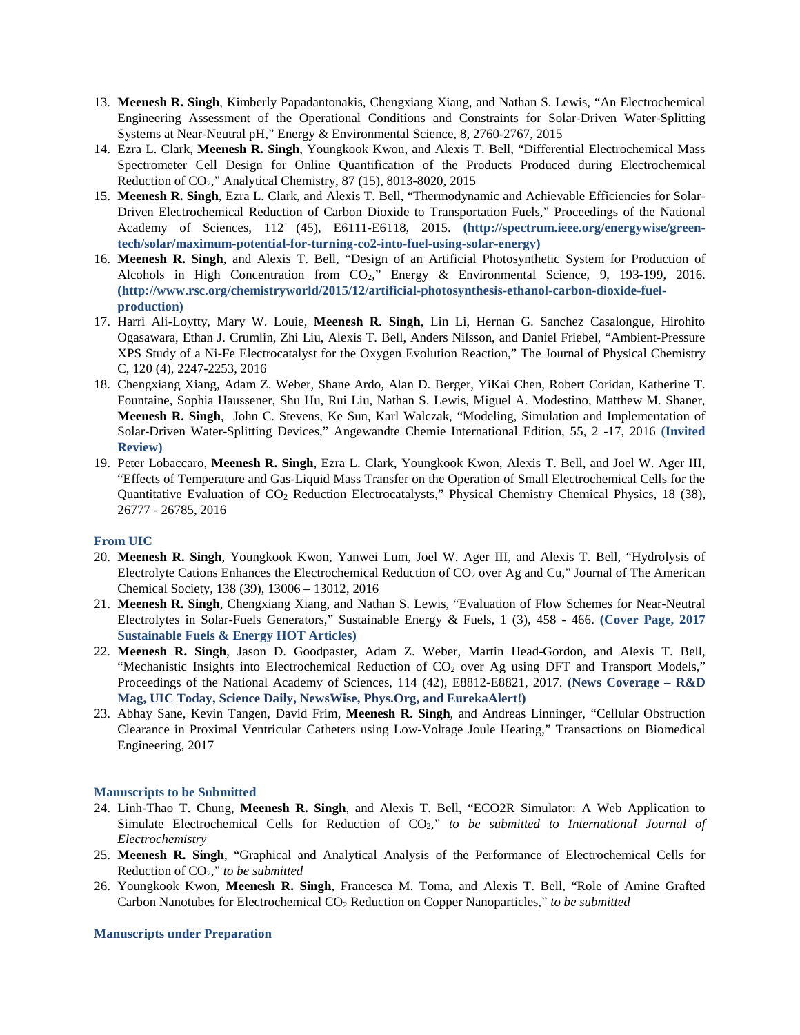13. **Meenesh R. Singh**, Kimberly Papadantonakis, Chengxiang Xiang, and Nathan S. Lewis, "An Electrochemical Engineering Assessment of the Operational Conditions and Constraints for Solar-Driven Water-Splitting Systems at Near-Neutral pH," Energy & Environmental Science, 8, 2760-2767, 2015
14. Ezra L. Clark, **Meenesh R. Singh**, Youngkook Kwon, and Alexis T. Bell, "Differential Electrochemical Mass Spectrometer Cell Design for Online Quantification of the Products Produced during Electrochemical Reduction of $CO_2$," Analytical Chemistry, 87 (15), 8013-8020, 2015
15. **Meenesh R. Singh**, Ezra L. Clark, and Alexis T. Bell, "Thermodynamic and Achievable Efficiencies for Solar-Driven Electrochemical Reduction of Carbon Dioxide to Transportation Fuels," Proceedings of the National Academy of Sciences, 112 (45), E6111-E6118, 2015. **(http://spectrum.ieee.org/energywise/green-tech/solar/maximum-potential-for-turning-co2-into-fuel-using-solar-energy)**
16. **Meenesh R. Singh**, and Alexis T. Bell, "Design of an Artificial Photosynthetic System for Production of Alcohols in High Concentration from $CO_2$," Energy & Environmental Science, 9, 193-199, 2016. **(http://www.rsc.org/chemistryworld/2015/12/artificial-photosynthesis-ethanol-carbon-dioxide-fuel-production)**
17. Harri Ali-Loytty, Mary W. Louie, **Meenesh R. Singh**, Lin Li, Hernan G. Sanchez Casalongue, Hirohito Ogasawara, Ethan J. Crumlin, Zhi Liu, Alexis T. Bell, Anders Nilsson, and Daniel Friebel, "Ambient-Pressure XPS Study of a Ni-Fe Electrocatalyst for the Oxygen Evolution Reaction," The Journal of Physical Chemistry C, 120 (4), 2247-2253, 2016
18. Chengxiang Xiang, Adam Z. Weber, Shane Ardo, Alan D. Berger, YiKai Chen, Robert Coridan, Katherine T. Fountaine, Sophia Haussener, Shu Hu, Rui Liu, Nathan S. Lewis, Miguel A. Modestino, Matthew M. Shaner, **Meenesh R. Singh**, John C. Stevens, Ke Sun, Karl Walczak, "Modeling, Simulation and Implementation of Solar-Driven Water-Splitting Devices," Angewandte Chemie International Edition, 55, 2 -17, 2016 **(Invited Review)**
19. Peter Lobaccaro, **Meenesh R. Singh**, Ezra L. Clark, Youngkook Kwon, Alexis T. Bell, and Joel W. Ager III, "Effects of Temperature and Gas-Liquid Mass Transfer on the Operation of Small Electrochemical Cells for the Quantitative Evaluation of $CO_2$ Reduction Electrocatalysts," Physical Chemistry Chemical Physics, 18 (38), 26777 - 26785, 2016

**From UIC**

20. **Meenesh R. Singh**, Youngkook Kwon, Yanwei Lum, Joel W. Ager III, and Alexis T. Bell, "Hydrolysis of Electrolyte Cations Enhances the Electrochemical Reduction of $CO_2$ over Ag and Cu," Journal of The American Chemical Society, 138 (39), 13006 – 13012, 2016
21. **Meenesh R. Singh**, Chengxiang Xiang, and Nathan S. Lewis, "Evaluation of Flow Schemes for Near-Neutral Electrolytes in Solar-Fuels Generators," Sustainable Energy & Fuels, 1 (3), 458 - 466. **(Cover Page, 2017 Sustainable Fuels & Energy HOT Articles)**
22. **Meenesh R. Singh**, Jason D. Goodpaster, Adam Z. Weber, Martin Head-Gordon, and Alexis T. Bell, "Mechanistic Insights into Electrochemical Reduction of $CO_2$ over Ag using DFT and Transport Models," Proceedings of the National Academy of Sciences, 114 (42), E8812-E8821, 2017. **(News Coverage – R&D Mag, UIC Today, Science Daily, NewsWise, Phys.Org, and EurekaAlert!)**
23. Abhay Sane, Kevin Tangen, David Frim, **Meenesh R. Singh**, and Andreas Linninger, "Cellular Obstruction Clearance in Proximal Ventricular Catheters using Low-Voltage Joule Heating," Transactions on Biomedical Engineering, 2017

**Manuscripts to be Submitted**

24. Linh-Thao T. Chung, **Meenesh R. Singh**, and Alexis T. Bell, "ECO2R Simulator: A Web Application to Simulate Electrochemical Cells for Reduction of $CO_2$," *to be submitted to International Journal of Electrochemistry*
25. **Meenesh R. Singh**, "Graphical and Analytical Analysis of the Performance of Electrochemical Cells for Reduction of $CO_2$," *to be submitted*
26. Youngkook Kwon, **Meenesh R. Singh**, Francesca M. Toma, and Alexis T. Bell, "Role of Amine Grafted Carbon Nanotubes for Electrochemical $CO_2$ Reduction on Copper Nanoparticles," *to be submitted*

**Manuscripts under Preparation**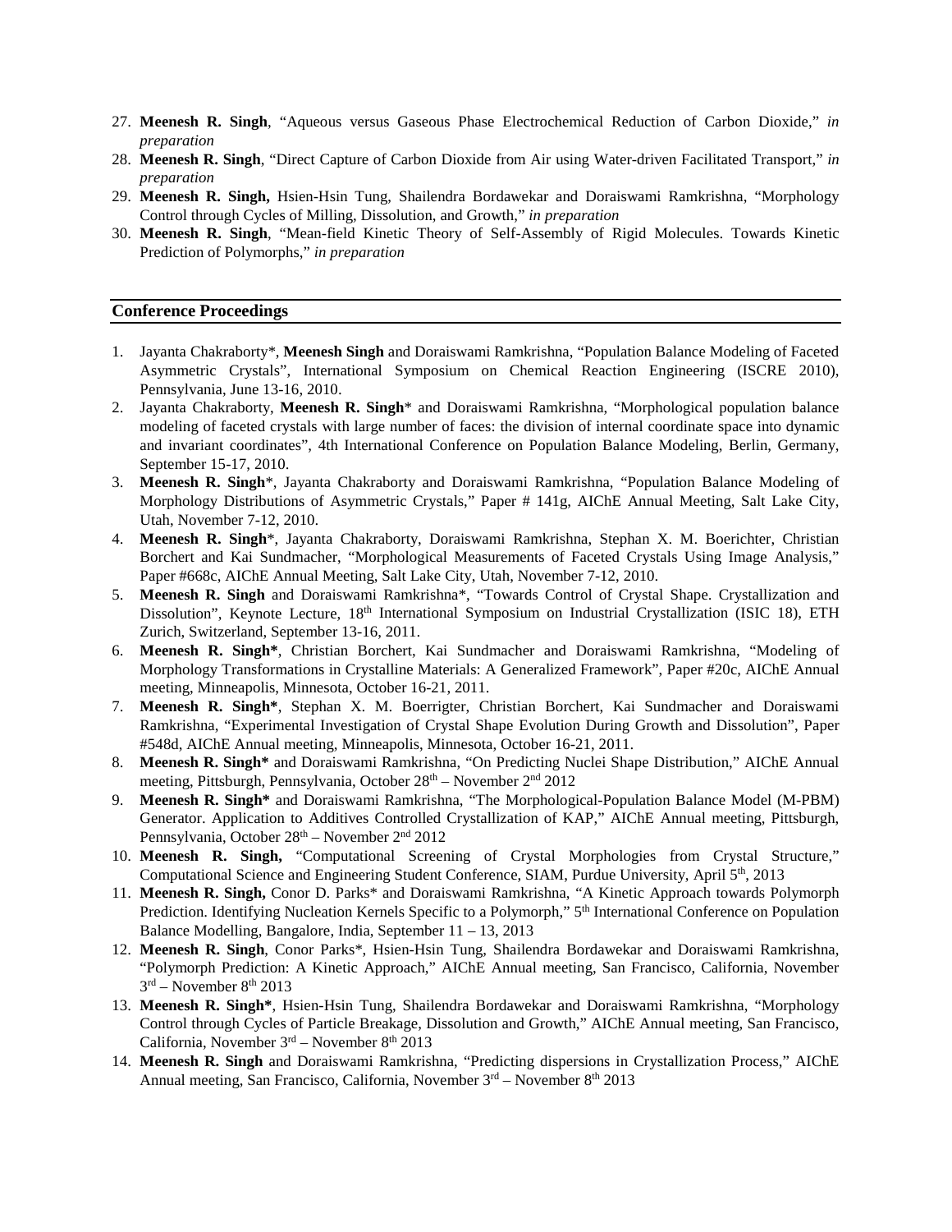27. **Meenesh R. Singh**, "Aqueous versus Gaseous Phase Electrochemical Reduction of Carbon Dioxide," *in preparation*
28. **Meenesh R. Singh**, "Direct Capture of Carbon Dioxide from Air using Water-driven Facilitated Transport," *in preparation*
29. **Meenesh R. Singh,** Hsien-Hsin Tung, Shailendra Bordawekar and Doraiswami Ramkrishna, "Morphology Control through Cycles of Milling, Dissolution, and Growth," *in preparation*
30. **Meenesh R. Singh**, "Mean-field Kinetic Theory of Self-Assembly of Rigid Molecules. Towards Kinetic Prediction of Polymorphs," *in preparation*

## Conference Proceedings

1. Jayanta Chakraborty*, **Meenesh Singh** and Doraiswami Ramkrishna, "Population Balance Modeling of Faceted Asymmetric Crystals", International Symposium on Chemical Reaction Engineering (ISCRE 2010), Pennsylvania, June 13-16, 2010.
2. Jayanta Chakraborty, **Meenesh R. Singh*** and Doraiswami Ramkrishna, "Morphological population balance modeling of faceted crystals with large number of faces: the division of internal coordinate space into dynamic and invariant coordinates", 4th International Conference on Population Balance Modeling, Berlin, Germany, September 15-17, 2010.
3. **Meenesh R. Singh***, Jayanta Chakraborty and Doraiswami Ramkrishna, "Population Balance Modeling of Morphology Distributions of Asymmetric Crystals," Paper # 141g, AIChE Annual Meeting, Salt Lake City, Utah, November 7-12, 2010.
4. **Meenesh R. Singh***, Jayanta Chakraborty, Doraiswami Ramkrishna, Stephan X. M. Boerichter, Christian Borchert and Kai Sundmacher, "Morphological Measurements of Faceted Crystals Using Image Analysis," Paper #668c, AIChE Annual Meeting, Salt Lake City, Utah, November 7-12, 2010.
5. **Meenesh R. Singh** and Doraiswami Ramkrishna*, "Towards Control of Crystal Shape. Crystallization and Dissolution", Keynote Lecture, 18th International Symposium on Industrial Crystallization (ISIC 18), ETH Zurich, Switzerland, September 13-16, 2011.
6. **Meenesh R. Singh***, Christian Borchert, Kai Sundmacher and Doraiswami Ramkrishna, "Modeling of Morphology Transformations in Crystalline Materials: A Generalized Framework", Paper #20c, AIChE Annual meeting, Minneapolis, Minnesota, October 16-21, 2011.
7. **Meenesh R. Singh***, Stephan X. M. Boerrigter, Christian Borchert, Kai Sundmacher and Doraiswami Ramkrishna, "Experimental Investigation of Crystal Shape Evolution During Growth and Dissolution", Paper #548d, AIChE Annual meeting, Minneapolis, Minnesota, October 16-21, 2011.
8. **Meenesh R. Singh*** and Doraiswami Ramkrishna, "On Predicting Nuclei Shape Distribution," AIChE Annual meeting, Pittsburgh, Pennsylvania, October 28th – November 2nd 2012
9. **Meenesh R. Singh*** and Doraiswami Ramkrishna, "The Morphological-Population Balance Model (M-PBM) Generator. Application to Additives Controlled Crystallization of KAP," AIChE Annual meeting, Pittsburgh, Pennsylvania, October 28th – November 2nd 2012
10. **Meenesh R. Singh,** "Computational Screening of Crystal Morphologies from Crystal Structure," Computational Science and Engineering Student Conference, SIAM, Purdue University, April 5th, 2013
11. **Meenesh R. Singh,** Conor D. Parks* and Doraiswami Ramkrishna, "A Kinetic Approach towards Polymorph Prediction. Identifying Nucleation Kernels Specific to a Polymorph," 5th International Conference on Population Balance Modelling, Bangalore, India, September 11 – 13, 2013
12. **Meenesh R. Singh**, Conor Parks*, Hsien-Hsin Tung, Shailendra Bordawekar and Doraiswami Ramkrishna, "Polymorph Prediction: A Kinetic Approach," AIChE Annual meeting, San Francisco, California, November 3rd – November 8th 2013
13. **Meenesh R. Singh***, Hsien-Hsin Tung, Shailendra Bordawekar and Doraiswami Ramkrishna, "Morphology Control through Cycles of Particle Breakage, Dissolution and Growth," AIChE Annual meeting, San Francisco, California, November 3rd – November 8th 2013
14. **Meenesh R. Singh** and Doraiswami Ramkrishna, "Predicting dispersions in Crystallization Process," AIChE Annual meeting, San Francisco, California, November 3rd – November 8th 2013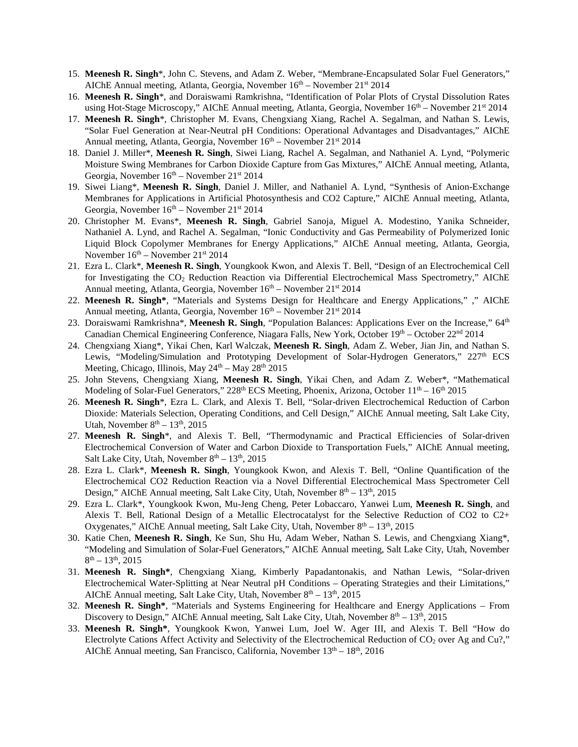15. **Meenesh R. Singh***, John C. Stevens, and Adam Z. Weber, "Membrane-Encapsulated Solar Fuel Generators," AIChE Annual meeting, Atlanta, Georgia, November 16th – November 21st 2014
16. **Meenesh R. Singh***, and Doraiswami Ramkrishna, "Identification of Polar Plots of Crystal Dissolution Rates using Hot-Stage Microscopy," AIChE Annual meeting, Atlanta, Georgia, November 16th – November 21st 2014
17. **Meenesh R. Singh***, Christopher M. Evans, Chengxiang Xiang, Rachel A. Segalman, and Nathan S. Lewis, "Solar Fuel Generation at Near-Neutral pH Conditions: Operational Advantages and Disadvantages," AIChE Annual meeting, Atlanta, Georgia, November 16th – November 21st 2014
18. Daniel J. Miller*, **Meenesh R. Singh**, Siwei Liang, Rachel A. Segalman, and Nathaniel A. Lynd, "Polymeric Moisture Swing Membranes for Carbon Dioxide Capture from Gas Mixtures," AIChE Annual meeting, Atlanta, Georgia, November 16th – November 21st 2014
19. Siwei Liang*, **Meenesh R. Singh**, Daniel J. Miller, and Nathaniel A. Lynd, "Synthesis of Anion-Exchange Membranes for Applications in Artificial Photosynthesis and CO2 Capture," AIChE Annual meeting, Atlanta, Georgia, November 16th – November 21st 2014
20. Christopher M. Evans*, **Meenesh R. Singh**, Gabriel Sanoja, Miguel A. Modestino, Yanika Schneider, Nathaniel A. Lynd, and Rachel A. Segalman, "Ionic Conductivity and Gas Permeability of Polymerized Ionic Liquid Block Copolymer Membranes for Energy Applications," AIChE Annual meeting, Atlanta, Georgia, November 16th – November 21st 2014
21. Ezra L. Clark*, **Meenesh R. Singh**, Youngkook Kwon, and Alexis T. Bell, "Design of an Electrochemical Cell for Investigating the $CO_2$ Reduction Reaction via Differential Electrochemical Mass Spectrometry," AIChE Annual meeting, Atlanta, Georgia, November 16th – November 21st 2014
22. **Meenesh R. Singh***, "Materials and Systems Design for Healthcare and Energy Applications," ," AIChE Annual meeting, Atlanta, Georgia, November 16th – November 21st 2014
23. Doraiswami Ramkrishna*, **Meenesh R. Singh**, "Population Balances: Applications Ever on the Increase," 64th Canadian Chemical Engineering Conference, Niagara Falls, New York, October 19th – October 22nd 2014
24. Chengxiang Xiang*, Yikai Chen, Karl Walczak, **Meenesh R. Singh**, Adam Z. Weber, Jian Jin, and Nathan S. Lewis, "Modeling/Simulation and Prototyping Development of Solar-Hydrogen Generators," 227th ECS Meeting, Chicago, Illinois, May 24th – May 28th 2015
25. John Stevens, Chengxiang Xiang, **Meenesh R. Singh**, Yikai Chen, and Adam Z. Weber*, "Mathematical Modeling of Solar-Fuel Generators," 228th ECS Meeting, Phoenix, Arizona, October 11th – 16th 2015
26. **Meenesh R. Singh***, Ezra L. Clark, and Alexis T. Bell, "Solar-driven Electrochemical Reduction of Carbon Dioxide: Materials Selection, Operating Conditions, and Cell Design," AIChE Annual meeting, Salt Lake City, Utah, November 8th – 13th, 2015
27. **Meenesh R. Singh***, and Alexis T. Bell, "Thermodynamic and Practical Efficiencies of Solar-driven Electrochemical Conversion of Water and Carbon Dioxide to Transportation Fuels," AIChE Annual meeting, Salt Lake City, Utah, November 8th – 13th, 2015
28. Ezra L. Clark*, **Meenesh R. Singh**, Youngkook Kwon, and Alexis T. Bell, "Online Quantification of the Electrochemical CO2 Reduction Reaction via a Novel Differential Electrochemical Mass Spectrometer Cell Design," AIChE Annual meeting, Salt Lake City, Utah, November 8th – 13th, 2015
29. Ezra L. Clark*, Youngkook Kwon, Mu-Jeng Cheng, Peter Lobaccaro, Yanwei Lum, **Meenesh R. Singh**, and Alexis T. Bell, Rational Design of a Metallic Electrocatalyst for the Selective Reduction of CO2 to C2+ Oxygenates," AIChE Annual meeting, Salt Lake City, Utah, November 8th – 13th, 2015
30. Katie Chen, **Meenesh R. Singh**, Ke Sun, Shu Hu, Adam Weber, Nathan S. Lewis, and Chengxiang Xiang*, "Modeling and Simulation of Solar-Fuel Generators," AIChE Annual meeting, Salt Lake City, Utah, November 8th – 13th, 2015
31. **Meenesh R. Singh***, Chengxiang Xiang, Kimberly Papadantonakis, and Nathan Lewis, "Solar-driven Electrochemical Water-Splitting at Near Neutral pH Conditions – Operating Strategies and their Limitations," AIChE Annual meeting, Salt Lake City, Utah, November 8th – 13th, 2015
32. **Meenesh R. Singh***, "Materials and Systems Engineering for Healthcare and Energy Applications – From Discovery to Design," AIChE Annual meeting, Salt Lake City, Utah, November 8th – 13th, 2015
33. **Meenesh R. Singh***, Youngkook Kwon, Yanwei Lum, Joel W. Ager III, and Alexis T. Bell "How do Electrolyte Cations Affect Activity and Selectivity of the Electrochemical Reduction of $CO_2$ over Ag and Cu?," AIChE Annual meeting, San Francisco, California, November 13th – 18th, 2016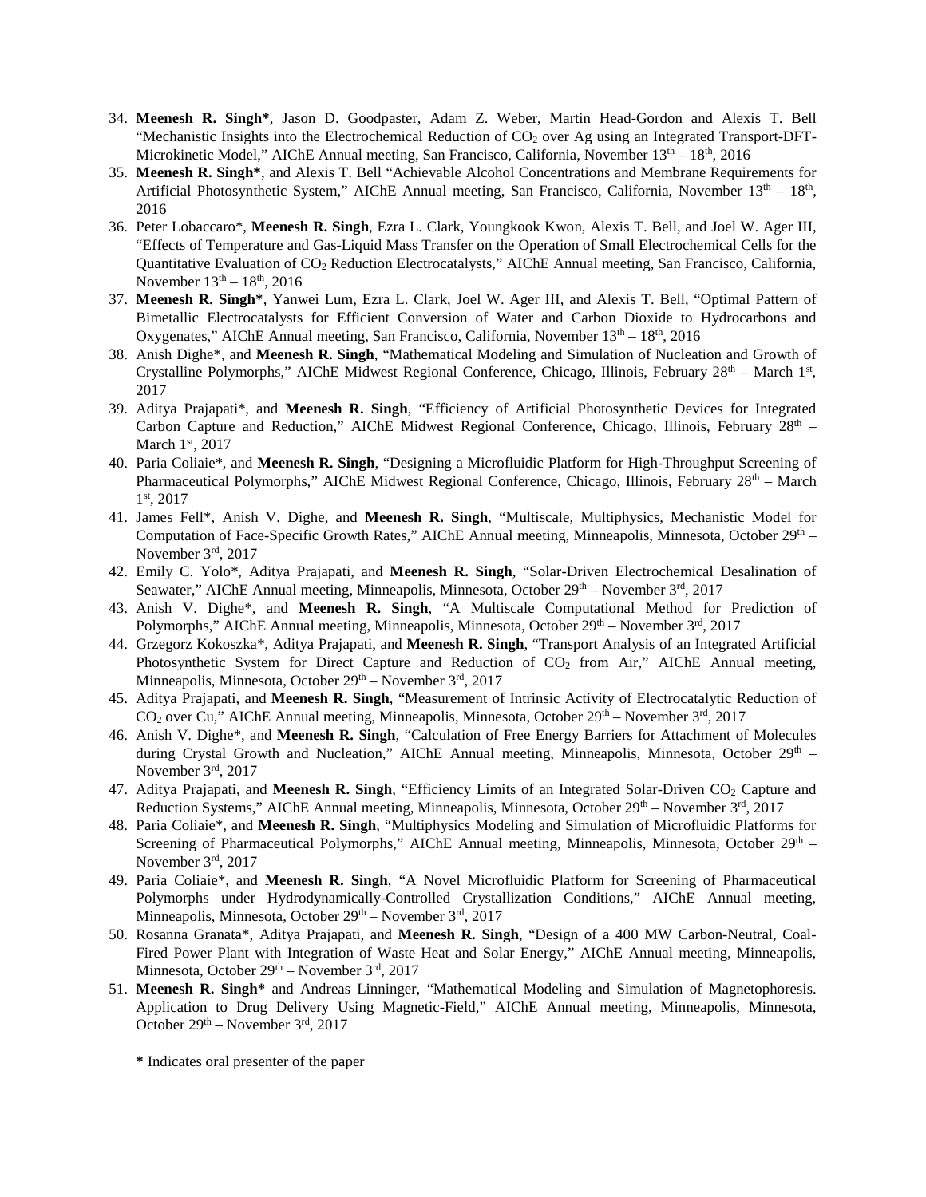34. **Meenesh R. Singh***, Jason D. Goodpaster, Adam Z. Weber, Martin Head-Gordon and Alexis T. Bell "Mechanistic Insights into the Electrochemical Reduction of $CO_2$ over Ag using an Integrated Transport-DFT-Microkinetic Model," AIChE Annual meeting, San Francisco, California, November 13th – 18th, 2016
35. **Meenesh R. Singh***, and Alexis T. Bell "Achievable Alcohol Concentrations and Membrane Requirements for Artificial Photosynthetic System," AIChE Annual meeting, San Francisco, California, November 13th – 18th, 2016
36. Peter Lobaccaro*, **Meenesh R. Singh**, Ezra L. Clark, Youngkook Kwon, Alexis T. Bell, and Joel W. Ager III, "Effects of Temperature and Gas-Liquid Mass Transfer on the Operation of Small Electrochemical Cells for the Quantitative Evaluation of $CO_2$ Reduction Electrocatalysts," AIChE Annual meeting, San Francisco, California, November 13th – 18th, 2016
37. **Meenesh R. Singh***, Yanwei Lum, Ezra L. Clark, Joel W. Ager III, and Alexis T. Bell, "Optimal Pattern of Bimetallic Electrocatalysts for Efficient Conversion of Water and Carbon Dioxide to Hydrocarbons and Oxygenates," AIChE Annual meeting, San Francisco, California, November 13th – 18th, 2016
38. Anish Dighe*, and **Meenesh R. Singh**, "Mathematical Modeling and Simulation of Nucleation and Growth of Crystalline Polymorphs," AIChE Midwest Regional Conference, Chicago, Illinois, February 28th – March 1st, 2017
39. Aditya Prajapati*, and **Meenesh R. Singh**, "Efficiency of Artificial Photosynthetic Devices for Integrated Carbon Capture and Reduction," AIChE Midwest Regional Conference, Chicago, Illinois, February 28th – March 1st, 2017
40. Paria Coliaie*, and **Meenesh R. Singh**, "Designing a Microfluidic Platform for High-Throughput Screening of Pharmaceutical Polymorphs," AIChE Midwest Regional Conference, Chicago, Illinois, February 28th – March 1st, 2017
41. James Fell*, Anish V. Dighe, and **Meenesh R. Singh**, "Multiscale, Multiphysics, Mechanistic Model for Computation of Face-Specific Growth Rates," AIChE Annual meeting, Minneapolis, Minnesota, October 29th – November 3rd, 2017
42. Emily C. Yolo*, Aditya Prajapati, and **Meenesh R. Singh**, "Solar-Driven Electrochemical Desalination of Seawater," AIChE Annual meeting, Minneapolis, Minnesota, October 29th – November 3rd, 2017
43. Anish V. Dighe*, and **Meenesh R. Singh**, "A Multiscale Computational Method for Prediction of Polymorphs," AIChE Annual meeting, Minneapolis, Minnesota, October 29th – November 3rd, 2017
44. Grzegorz Kokoszka*, Aditya Prajapati, and **Meenesh R. Singh**, "Transport Analysis of an Integrated Artificial Photosynthetic System for Direct Capture and Reduction of $CO_2$ from Air," AIChE Annual meeting, Minneapolis, Minnesota, October 29th – November 3rd, 2017
45. Aditya Prajapati, and **Meenesh R. Singh**, "Measurement of Intrinsic Activity of Electrocatalytic Reduction of $CO_2$ over Cu," AIChE Annual meeting, Minneapolis, Minnesota, October 29th – November 3rd, 2017
46. Anish V. Dighe*, and **Meenesh R. Singh**, "Calculation of Free Energy Barriers for Attachment of Molecules during Crystal Growth and Nucleation," AIChE Annual meeting, Minneapolis, Minnesota, October 29th – November 3rd, 2017
47. Aditya Prajapati, and **Meenesh R. Singh**, "Efficiency Limits of an Integrated Solar-Driven $CO_2$ Capture and Reduction Systems," AIChE Annual meeting, Minneapolis, Minnesota, October 29th – November 3rd, 2017
48. Paria Coliaie*, and **Meenesh R. Singh**, "Multiphysics Modeling and Simulation of Microfluidic Platforms for Screening of Pharmaceutical Polymorphs," AIChE Annual meeting, Minneapolis, Minnesota, October 29th – November 3rd, 2017
49. Paria Coliaie*, and **Meenesh R. Singh**, "A Novel Microfluidic Platform for Screening of Pharmaceutical Polymorphs under Hydrodynamically-Controlled Crystallization Conditions," AIChE Annual meeting, Minneapolis, Minnesota, October 29th – November 3rd, 2017
50. Rosanna Granata*, Aditya Prajapati, and **Meenesh R. Singh**, "Design of a 400 MW Carbon-Neutral, Coal-Fired Power Plant with Integration of Waste Heat and Solar Energy," AIChE Annual meeting, Minneapolis, Minnesota, October 29th – November 3rd, 2017
51. **Meenesh R. Singh*** and Andreas Linninger, "Mathematical Modeling and Simulation of Magnetophoresis. Application to Drug Delivery Using Magnetic-Field," AIChE Annual meeting, Minneapolis, Minnesota, October 29th – November 3rd, 2017

**\*** Indicates oral presenter of the paper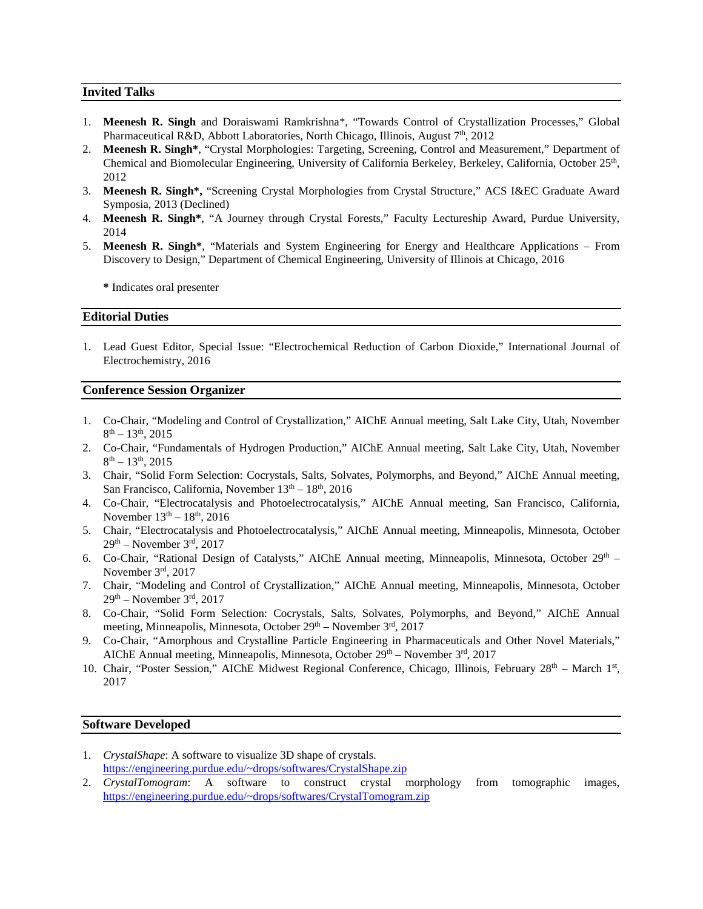## Invited Talks

1. **Meenesh R. Singh** and Doraiswami Ramkrishna*, "Towards Control of Crystallization Processes," Global Pharmaceutical R&D, Abbott Laboratories, North Chicago, Illinois, August 7th, 2012
2. **Meenesh R. Singh***, "Crystal Morphologies: Targeting, Screening, Control and Measurement," Department of Chemical and Biomolecular Engineering, University of California Berkeley, Berkeley, California, October 25th, 2012
3. **Meenesh R. Singh*,** "Screening Crystal Morphologies from Crystal Structure," ACS I&EC Graduate Award Symposia, 2013 (Declined)
4. **Meenesh R. Singh***, "A Journey through Crystal Forests," Faculty Lectureship Award, Purdue University, 2014
5. **Meenesh R. Singh***, "Materials and System Engineering for Energy and Healthcare Applications – From Discovery to Design," Department of Chemical Engineering, University of Illinois at Chicago, 2016

**\*** Indicates oral presenter

## Editorial Duties

1. Lead Guest Editor, Special Issue: "Electrochemical Reduction of Carbon Dioxide," International Journal of Electrochemistry, 2016

## Conference Session Organizer

1. Co-Chair, "Modeling and Control of Crystallization," AIChE Annual meeting, Salt Lake City, Utah, November 8th – 13th, 2015
2. Co-Chair, "Fundamentals of Hydrogen Production," AIChE Annual meeting, Salt Lake City, Utah, November 8th – 13th, 2015
3. Chair, "Solid Form Selection: Cocrystals, Salts, Solvates, Polymorphs, and Beyond," AIChE Annual meeting, San Francisco, California, November 13th – 18th, 2016
4. Co-Chair, "Electrocatalysis and Photoelectrocatalysis," AIChE Annual meeting, San Francisco, California, November 13th – 18th, 2016
5. Chair, "Electrocatalysis and Photoelectrocatalysis," AIChE Annual meeting, Minneapolis, Minnesota, October 29th – November 3rd, 2017
6. Co-Chair, "Rational Design of Catalysts," AIChE Annual meeting, Minneapolis, Minnesota, October 29th – November 3rd, 2017
7. Chair, "Modeling and Control of Crystallization," AIChE Annual meeting, Minneapolis, Minnesota, October 29th – November 3rd, 2017
8. Co-Chair, "Solid Form Selection: Cocrystals, Salts, Solvates, Polymorphs, and Beyond," AIChE Annual meeting, Minneapolis, Minnesota, October 29th – November 3rd, 2017
9. Co-Chair, "Amorphous and Crystalline Particle Engineering in Pharmaceuticals and Other Novel Materials," AIChE Annual meeting, Minneapolis, Minnesota, October 29th – November 3rd, 2017
10. Chair, "Poster Session," AIChE Midwest Regional Conference, Chicago, Illinois, February 28th – March 1st, 2017

## Software Developed

1. *CrystalShape*: A software to visualize 3D shape of crystals. https://engineering.purdue.edu/~drops/softwares/CrystalShape.zip
2. *CrystalTomogram*: A software to construct crystal morphology from tomographic images, https://engineering.purdue.edu/~drops/softwares/CrystalTomogram.zip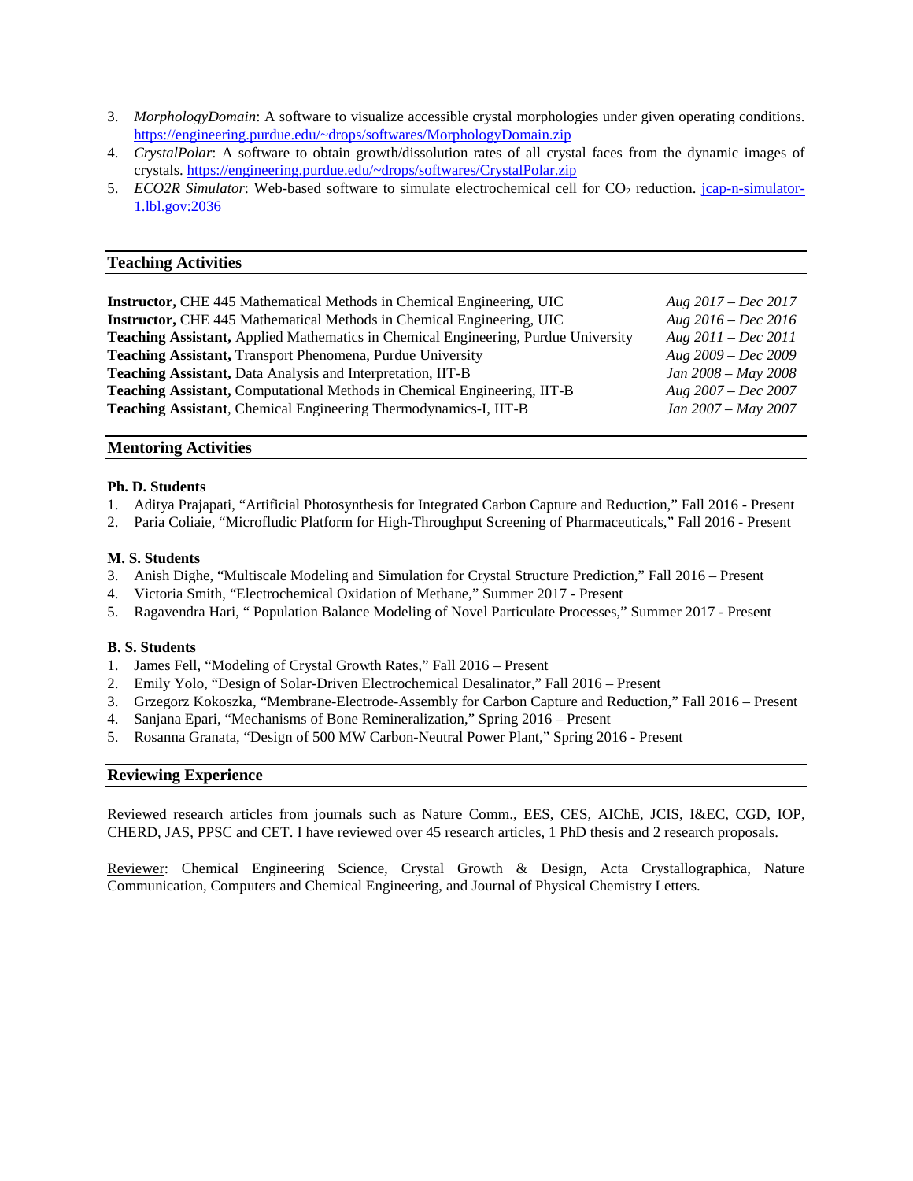3. *MorphologyDomain*: A software to visualize accessible crystal morphologies under given operating conditions. https://engineering.purdue.edu/~drops/softwares/MorphologyDomain.zip
4. *CrystalPolar*: A software to obtain growth/dissolution rates of all crystal faces from the dynamic images of crystals. https://engineering.purdue.edu/~drops/softwares/CrystalPolar.zip
5. *ECO2R Simulator*: Web-based software to simulate electrochemical cell for $CO_2$ reduction. jcap-n-simulator-1.lbl.gov:2036

## Teaching Activities

| | |
|---|---|
| **Instructor,** CHE 445 Mathematical Methods in Chemical Engineering, UIC | *Aug 2017 – Dec 2017* |
| **Instructor,** CHE 445 Mathematical Methods in Chemical Engineering, UIC | *Aug 2016 – Dec 2016* |
| **Teaching Assistant,** Applied Mathematics in Chemical Engineering, Purdue University | *Aug 2011 – Dec 2011* |
| **Teaching Assistant,** Transport Phenomena, Purdue University | *Aug 2009 – Dec 2009* |
| **Teaching Assistant,** Data Analysis and Interpretation, IIT-B | *Jan 2008 – May 2008* |
| **Teaching Assistant,** Computational Methods in Chemical Engineering, IIT-B | *Aug 2007 – Dec 2007* |
| **Teaching Assistant**, Chemical Engineering Thermodynamics-I, IIT-B | *Jan 2007 – May 2007* |

## Mentoring Activities

**Ph. D. Students**

1. Aditya Prajapati, "Artificial Photosynthesis for Integrated Carbon Capture and Reduction," Fall 2016 - Present
2. Paria Coliaie, "Microfludic Platform for High-Throughput Screening of Pharmaceuticals," Fall 2016 - Present

**M. S. Students**

3. Anish Dighe, "Multiscale Modeling and Simulation for Crystal Structure Prediction," Fall 2016 – Present
4. Victoria Smith, "Electrochemical Oxidation of Methane," Summer 2017 - Present
5. Ragavendra Hari, " Population Balance Modeling of Novel Particulate Processes," Summer 2017 - Present

**B. S. Students**

1. James Fell, "Modeling of Crystal Growth Rates," Fall 2016 – Present
2. Emily Yolo, "Design of Solar-Driven Electrochemical Desalinator," Fall 2016 – Present
3. Grzegorz Kokoszka, "Membrane-Electrode-Assembly for Carbon Capture and Reduction," Fall 2016 – Present
4. Sanjana Epari, "Mechanisms of Bone Remineralization," Spring 2016 – Present
5. Rosanna Granata, "Design of 500 MW Carbon-Neutral Power Plant," Spring 2016 - Present

## Reviewing Experience

Reviewed research articles from journals such as Nature Comm., EES, CES, AIChE, JCIS, I&EC, CGD, IOP, CHERD, JAS, PPSC and CET. I have reviewed over 45 research articles, 1 PhD thesis and 2 research proposals.

Reviewer: Chemical Engineering Science, Crystal Growth & Design, Acta Crystallographica, Nature Communication, Computers and Chemical Engineering, and Journal of Physical Chemistry Letters.